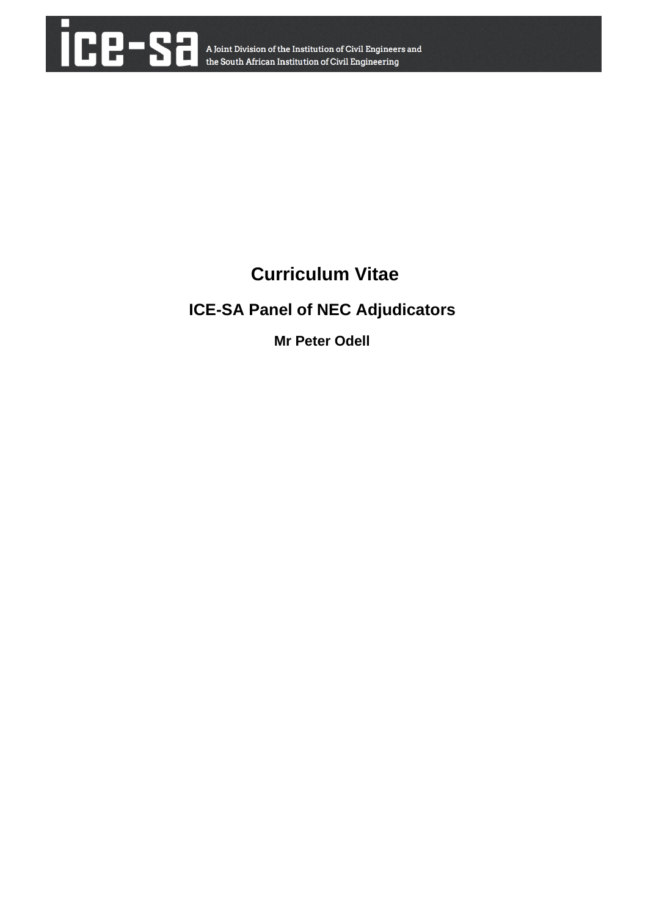ice-sa A Joint Division of the Institution of Civil Engineers and the South African Institution of Civil Engineering

# Curriculum Vitae

## ICE-SA Panel of NEC Adjudicators

### Mr Peter Odell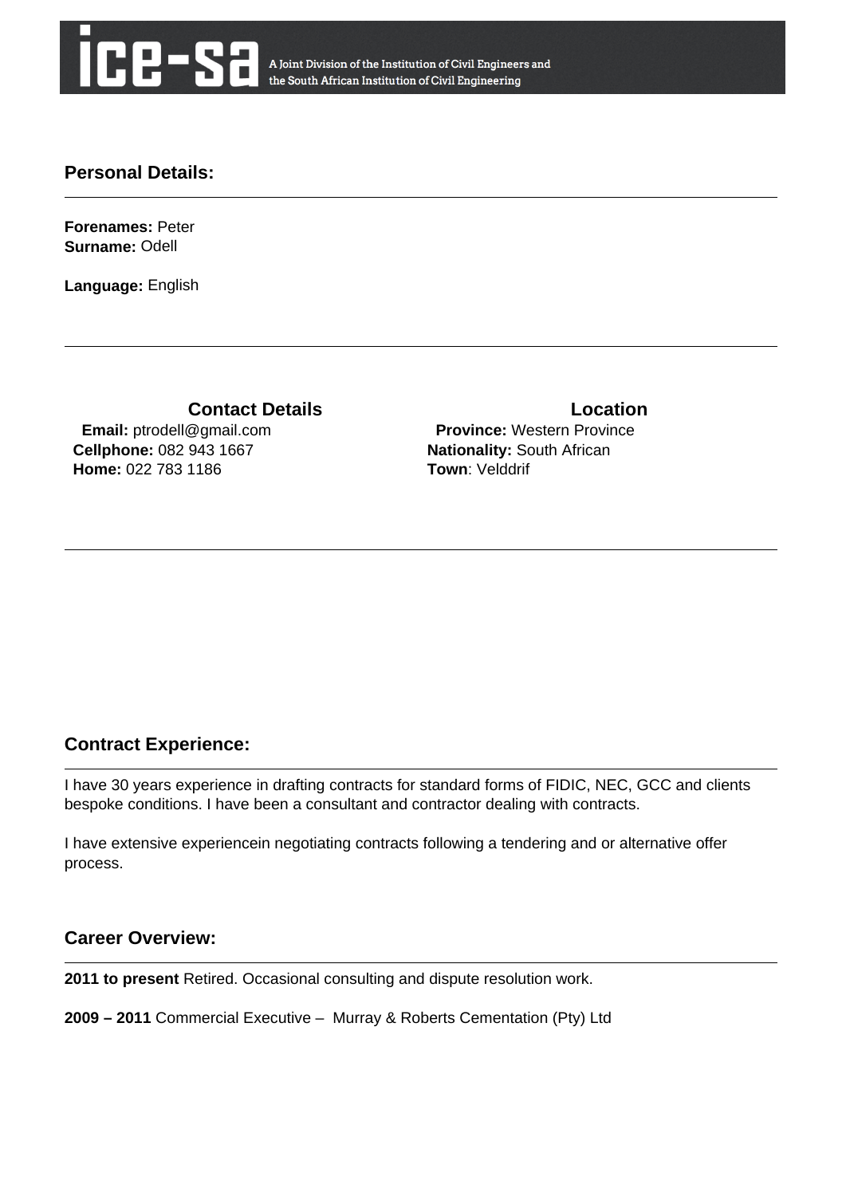ice-sa A Joint Division of the Institution of Civil Engineers and the South African Institution of Civil Engineering

## Personal Details:

**Forenames:** Peter
**Surname:** Odell

**Language:** English

---

**Contact Details**

**Email:** ptrodell@gmail.com
**Cellphone:** 082 943 1667
**Home:** 022 783 1186

**Location**

**Province:** Western Province
**Nationality:** South African
**Town**: Velddrif

---

## Contract Experience:

I have 30 years experience in drafting contracts for standard forms of FIDIC, NEC, GCC and clients bespoke conditions. I have been a consultant and contractor dealing with contracts.

I have extensive experiencein negotiating contracts following a tendering and or alternative offer process.

## Career Overview:

**2011 to present** Retired. Occasional consulting and dispute resolution work.

**2009 – 2011** Commercial Executive – Murray & Roberts Cementation (Pty) Ltd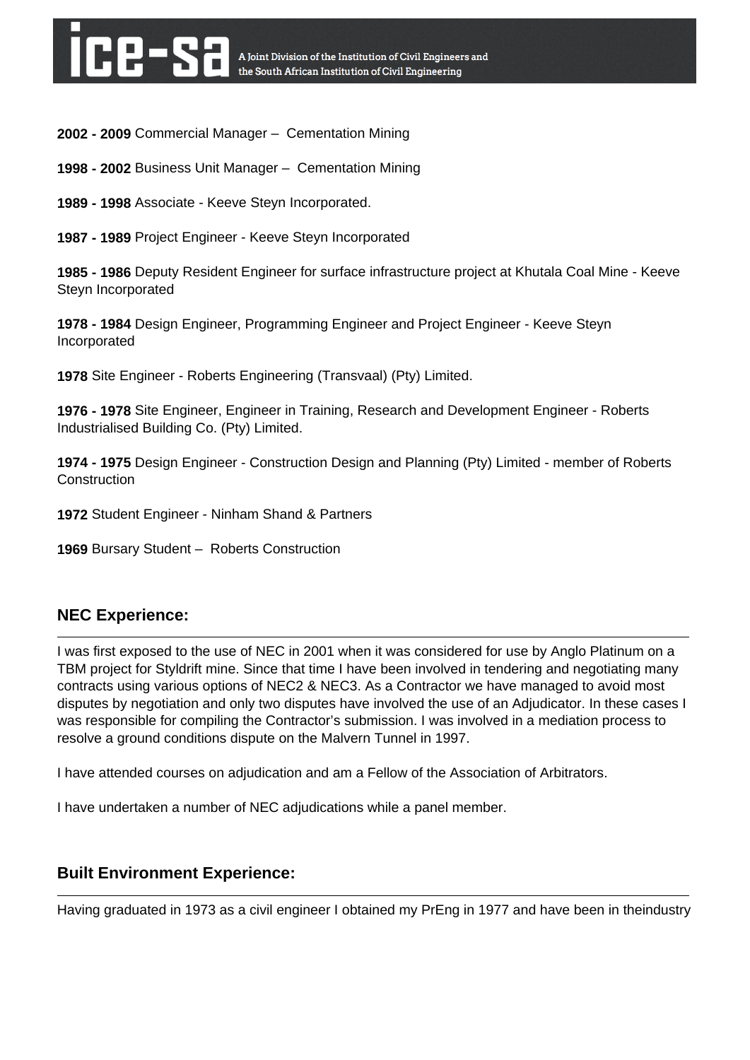**2002 - 2009** Commercial Manager – Cementation Mining

**1998 - 2002** Business Unit Manager – Cementation Mining

**1989 - 1998** Associate - Keeve Steyn Incorporated.

**1987 - 1989** Project Engineer - Keeve Steyn Incorporated

**1985 - 1986** Deputy Resident Engineer for surface infrastructure project at Khutala Coal Mine - Keeve Steyn Incorporated

**1978 - 1984** Design Engineer, Programming Engineer and Project Engineer - Keeve Steyn Incorporated

**1978** Site Engineer - Roberts Engineering (Transvaal) (Pty) Limited.

**1976 - 1978** Site Engineer, Engineer in Training, Research and Development Engineer - Roberts Industrialised Building Co. (Pty) Limited.

**1974 - 1975** Design Engineer - Construction Design and Planning (Pty) Limited - member of Roberts Construction

**1972** Student Engineer - Ninham Shand & Partners

**1969** Bursary Student – Roberts Construction

## NEC Experience:

I was first exposed to the use of NEC in 2001 when it was considered for use by Anglo Platinum on a TBM project for Styldrift mine. Since that time I have been involved in tendering and negotiating many contracts using various options of NEC2 & NEC3. As a Contractor we have managed to avoid most disputes by negotiation and only two disputes have involved the use of an Adjudicator. In these cases I was responsible for compiling the Contractor's submission. I was involved in a mediation process to resolve a ground conditions dispute on the Malvern Tunnel in 1997.

I have attended courses on adjudication and am a Fellow of the Association of Arbitrators.

I have undertaken a number of NEC adjudications while a panel member.

## Built Environment Experience:

Having graduated in 1973 as a civil engineer I obtained my PrEng in 1977 and have been in theindustry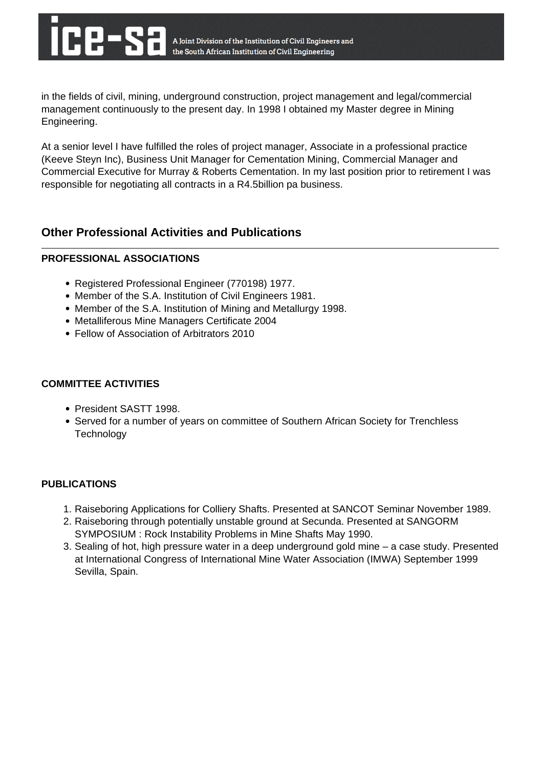in the fields of civil, mining, underground construction, project management and legal/commercial management continuously to the present day. In 1998 I obtained my Master degree in Mining Engineering.

At a senior level I have fulfilled the roles of project manager, Associate in a professional practice (Keeve Steyn Inc), Business Unit Manager for Cementation Mining, Commercial Manager and Commercial Executive for Murray & Roberts Cementation. In my last position prior to retirement I was responsible for negotiating all contracts in a R4.5billion pa business.

## Other Professional Activities and Publications

### PROFESSIONAL ASSOCIATIONS

- Registered Professional Engineer (770198) 1977.
- Member of the S.A. Institution of Civil Engineers 1981.
- Member of the S.A. Institution of Mining and Metallurgy 1998.
- Metalliferous Mine Managers Certificate 2004
- Fellow of Association of Arbitrators 2010

### COMMITTEE ACTIVITIES

- President SASTT 1998.
- Served for a number of years on committee of Southern African Society for Trenchless Technology

### PUBLICATIONS

1. Raiseboring Applications for Colliery Shafts. Presented at SANCOT Seminar November 1989.
2. Raiseboring through potentially unstable ground at Secunda. Presented at SANGORM SYMPOSIUM : Rock Instability Problems in Mine Shafts May 1990.
3. Sealing of hot, high pressure water in a deep underground gold mine – a case study. Presented at International Congress of International Mine Water Association (IMWA) September 1999 Sevilla, Spain.